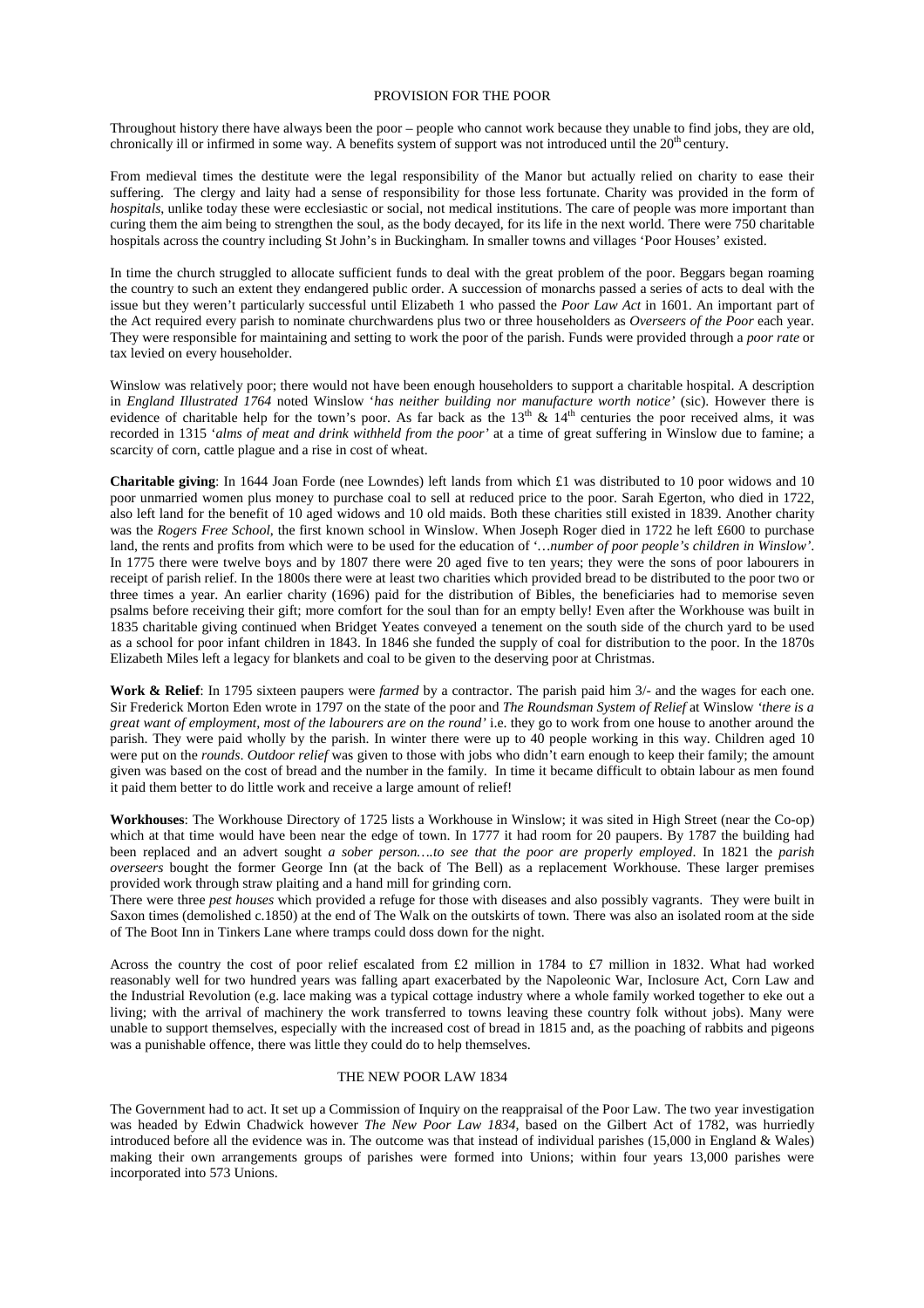# PROVISION FOR THE POOR

Throughout history there have always been the poor – people who cannot work because they unable to find jobs, they are old, chronically ill or infirmed in some way. A benefits system of support was not introduced until the 20th century.

From medieval times the destitute were the legal responsibility of the Manor but actually relied on charity to ease their suffering. The clergy and laity had a sense of responsibility for those less fortunate. Charity was provided in the form of *hospitals*, unlike today these were ecclesiastic or social, not medical institutions. The care of people was more important than curing them the aim being to strengthen the soul, as the body decayed, for its life in the next world. There were 750 charitable hospitals across the country including St John's in Buckingham. In smaller towns and villages 'Poor Houses' existed.

In time the church struggled to allocate sufficient funds to deal with the great problem of the poor. Beggars began roaming the country to such an extent they endangered public order. A succession of monarchs passed a series of acts to deal with the issue but they weren't particularly successful until Elizabeth 1 who passed the *Poor Law Act* in 1601. An important part of the Act required every parish to nominate churchwardens plus two or three householders as *Overseers of the Poor* each year. They were responsible for maintaining and setting to work the poor of the parish. Funds were provided through a *poor rate* or tax levied on every householder.

Winslow was relatively poor; there would not have been enough householders to support a charitable hospital. A description in *England Illustrated 1764* noted Winslow '*has neither building nor manufacture worth notice'* (sic). However there is evidence of charitable help for the town's poor. As far back as the 13th & 14th centuries the poor received alms, it was recorded in 1315 '*alms of meat and drink withheld from the poor'* at a time of great suffering in Winslow due to famine; a scarcity of corn, cattle plague and a rise in cost of wheat.

**Charitable giving**: In 1644 Joan Forde (nee Lowndes) left lands from which £1 was distributed to 10 poor widows and 10 poor unmarried women plus money to purchase coal to sell at reduced price to the poor. Sarah Egerton, who died in 1722, also left land for the benefit of 10 aged widows and 10 old maids. Both these charities still existed in 1839. Another charity was the *Rogers Free School*, the first known school in Winslow. When Joseph Roger died in 1722 he left £600 to purchase land, the rents and profits from which were to be used for the education of '*…number of poor people's children in Winslow'*. In 1775 there were twelve boys and by 1807 there were 20 aged five to ten years; they were the sons of poor labourers in receipt of parish relief. In the 1800s there were at least two charities which provided bread to be distributed to the poor two or three times a year. An earlier charity (1696) paid for the distribution of Bibles, the beneficiaries had to memorise seven psalms before receiving their gift; more comfort for the soul than for an empty belly! Even after the Workhouse was built in 1835 charitable giving continued when Bridget Yeates conveyed a tenement on the south side of the church yard to be used as a school for poor infant children in 1843. In 1846 she funded the supply of coal for distribution to the poor. In the 1870s Elizabeth Miles left a legacy for blankets and coal to be given to the deserving poor at Christmas.

**Work & Relief**: In 1795 sixteen paupers were *farmed* by a contractor. The parish paid him 3/- and the wages for each one. Sir Frederick Morton Eden wrote in 1797 on the state of the poor and *The Roundsman System of Relief* at Winslow *'there is a great want of employment, most of the labourers are on the round'* i.e. they go to work from one house to another around the parish. They were paid wholly by the parish. In winter there were up to 40 people working in this way. Children aged 10 were put on the *rounds*. *Outdoor relief* was given to those with jobs who didn't earn enough to keep their family; the amount given was based on the cost of bread and the number in the family. In time it became difficult to obtain labour as men found it paid them better to do little work and receive a large amount of relief!

**Workhouses**: The Workhouse Directory of 1725 lists a Workhouse in Winslow; it was sited in High Street (near the Co-op) which at that time would have been near the edge of town. In 1777 it had room for 20 paupers. By 1787 the building had been replaced and an advert sought *a sober person….to see that the poor are properly employed*. In 1821 the *parish overseers* bought the former George Inn (at the back of The Bell) as a replacement Workhouse. These larger premises provided work through straw plaiting and a hand mill for grinding corn.

There were three *pest houses* which provided a refuge for those with diseases and also possibly vagrants. They were built in Saxon times (demolished c.1850) at the end of The Walk on the outskirts of town. There was also an isolated room at the side of The Boot Inn in Tinkers Lane where tramps could doss down for the night.

Across the country the cost of poor relief escalated from £2 million in 1784 to £7 million in 1832. What had worked reasonably well for two hundred years was falling apart exacerbated by the Napoleonic War, Inclosure Act, Corn Law and the Industrial Revolution (e.g. lace making was a typical cottage industry where a whole family worked together to eke out a living; with the arrival of machinery the work transferred to towns leaving these country folk without jobs). Many were unable to support themselves, especially with the increased cost of bread in 1815 and, as the poaching of rabbits and pigeons was a punishable offence, there was little they could do to help themselves.

## THE NEW POOR LAW 1834

The Government had to act. It set up a Commission of Inquiry on the reappraisal of the Poor Law. The two year investigation was headed by Edwin Chadwick however *The New Poor Law 1834*, based on the Gilbert Act of 1782, was hurriedly introduced before all the evidence was in. The outcome was that instead of individual parishes (15,000 in England & Wales) making their own arrangements groups of parishes were formed into Unions; within four years 13,000 parishes were incorporated into 573 Unions.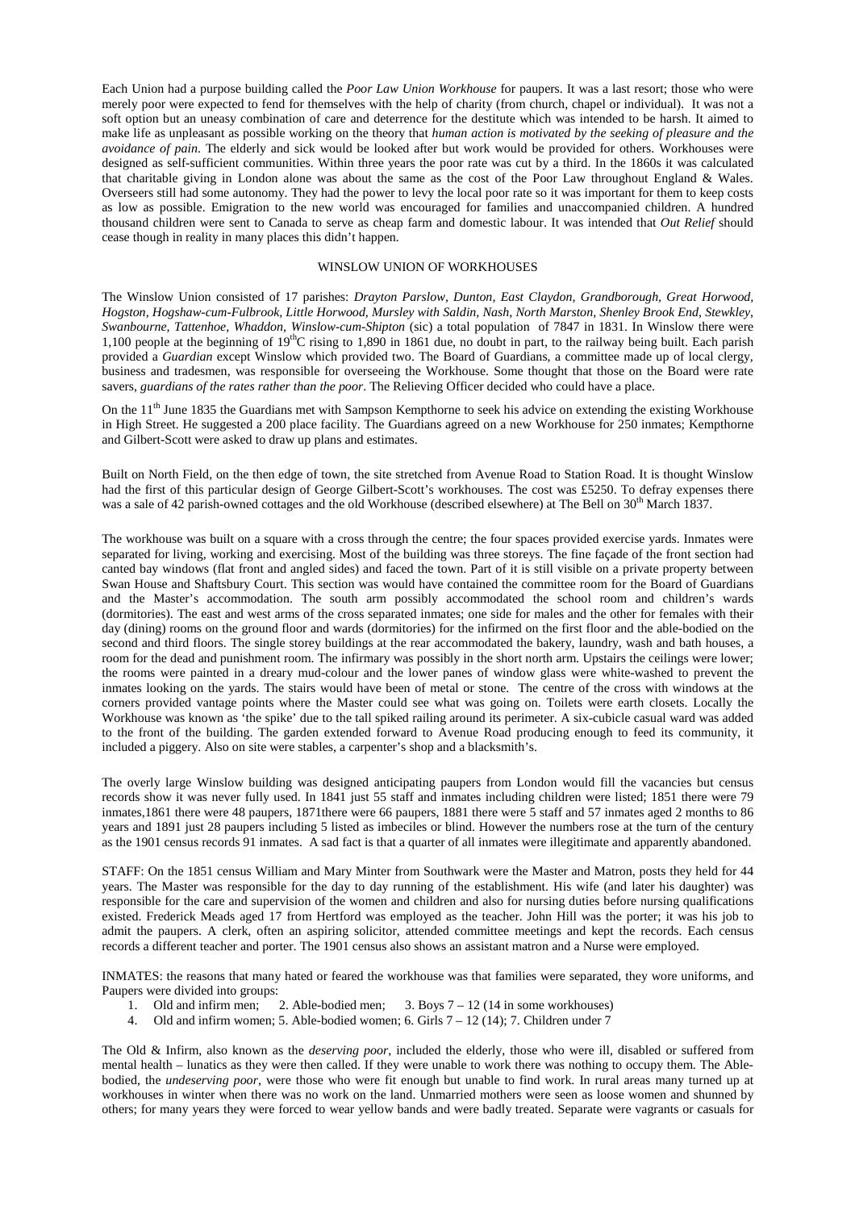Each Union had a purpose building called the *Poor Law Union Workhouse* for paupers. It was a last resort; those who were merely poor were expected to fend for themselves with the help of charity (from church, chapel or individual). It was not a soft option but an uneasy combination of care and deterrence for the destitute which was intended to be harsh. It aimed to make life as unpleasant as possible working on the theory that *human action is motivated by the seeking of pleasure and the avoidance of pain*. The elderly and sick would be looked after but work would be provided for others. Workhouses were designed as self-sufficient communities. Within three years the poor rate was cut by a third. In the 1860s it was calculated that charitable giving in London alone was about the same as the cost of the Poor Law throughout England & Wales. Overseers still had some autonomy. They had the power to levy the local poor rate so it was important for them to keep costs as low as possible. Emigration to the new world was encouraged for families and unaccompanied children. A hundred thousand children were sent to Canada to serve as cheap farm and domestic labour. It was intended that *Out Relief* should cease though in reality in many places this didn't happen.

## WINSLOW UNION OF WORKHOUSES

The Winslow Union consisted of 17 parishes: *Drayton Parslow, Dunton, East Claydon, Grandborough, Great Horwood, Hogston, Hogshaw-cum-Fulbrook, Little Horwood, Mursley with Saldin, Nash, North Marston, Shenley Brook End, Stewkley, Swanbourne, Tattenhoe, Whaddon, Winslow-cum-Shipton* (sic) a total population of 7847 in 1831. In Winslow there were 1,100 people at the beginning of 19thC rising to 1,890 in 1861 due, no doubt in part, to the railway being built. Each parish provided a *Guardian* except Winslow which provided two. The Board of Guardians, a committee made up of local clergy, business and tradesmen, was responsible for overseeing the Workhouse. Some thought that those on the Board were rate savers, *guardians of the rates rather than the poor*. The Relieving Officer decided who could have a place.

On the 11th June 1835 the Guardians met with Sampson Kempthorne to seek his advice on extending the existing Workhouse in High Street. He suggested a 200 place facility. The Guardians agreed on a new Workhouse for 250 inmates; Kempthorne and Gilbert-Scott were asked to draw up plans and estimates.

Built on North Field, on the then edge of town, the site stretched from Avenue Road to Station Road. It is thought Winslow had the first of this particular design of George Gilbert-Scott's workhouses. The cost was £5250. To defray expenses there was a sale of 42 parish-owned cottages and the old Workhouse (described elsewhere) at The Bell on 30th March 1837.

The workhouse was built on a square with a cross through the centre; the four spaces provided exercise yards. Inmates were separated for living, working and exercising. Most of the building was three storeys. The fine façade of the front section had canted bay windows (flat front and angled sides) and faced the town. Part of it is still visible on a private property between Swan House and Shaftsbury Court. This section was would have contained the committee room for the Board of Guardians and the Master's accommodation. The south arm possibly accommodated the school room and children's wards (dormitories). The east and west arms of the cross separated inmates; one side for males and the other for females with their day (dining) rooms on the ground floor and wards (dormitories) for the infirmed on the first floor and the able-bodied on the second and third floors. The single storey buildings at the rear accommodated the bakery, laundry, wash and bath houses, a room for the dead and punishment room. The infirmary was possibly in the short north arm. Upstairs the ceilings were lower; the rooms were painted in a dreary mud-colour and the lower panes of window glass were white-washed to prevent the inmates looking on the yards. The stairs would have been of metal or stone. The centre of the cross with windows at the corners provided vantage points where the Master could see what was going on. Toilets were earth closets. Locally the Workhouse was known as 'the spike' due to the tall spiked railing around its perimeter. A six-cubicle casual ward was added to the front of the building. The garden extended forward to Avenue Road producing enough to feed its community, it included a piggery. Also on site were stables, a carpenter's shop and a blacksmith's.

The overly large Winslow building was designed anticipating paupers from London would fill the vacancies but census records show it was never fully used. In 1841 just 55 staff and inmates including children were listed; 1851 there were 79 inmates,1861 there were 48 paupers, 1871there were 66 paupers, 1881 there were 5 staff and 57 inmates aged 2 months to 86 years and 1891 just 28 paupers including 5 listed as imbeciles or blind. However the numbers rose at the turn of the century as the 1901 census records 91 inmates. A sad fact is that a quarter of all inmates were illegitimate and apparently abandoned.

STAFF: On the 1851 census William and Mary Minter from Southwark were the Master and Matron, posts they held for 44 years. The Master was responsible for the day to day running of the establishment. His wife (and later his daughter) was responsible for the care and supervision of the women and children and also for nursing duties before nursing qualifications existed. Frederick Meads aged 17 from Hertford was employed as the teacher. John Hill was the porter; it was his job to admit the paupers. A clerk, often an aspiring solicitor, attended committee meetings and kept the records. Each census records a different teacher and porter. The 1901 census also shows an assistant matron and a Nurse were employed.

INMATES: the reasons that many hated or feared the workhouse was that families were separated, they wore uniforms, and Paupers were divided into groups:

1. Old and infirm men; 2. Able-bodied men; 3. Boys 7 – 12 (14 in some workhouses)
4. Old and infirm women; 5. Able-bodied women; 6. Girls 7 – 12 (14); 7. Children under 7

The Old & Infirm, also known as the *deserving poor*, included the elderly, those who were ill, disabled or suffered from mental health – lunatics as they were then called. If they were unable to work there was nothing to occupy them. The Able-bodied, the *undeserving poor*, were those who were fit enough but unable to find work. In rural areas many turned up at workhouses in winter when there was no work on the land. Unmarried mothers were seen as loose women and shunned by others; for many years they were forced to wear yellow bands and were badly treated. Separate were vagrants or casuals for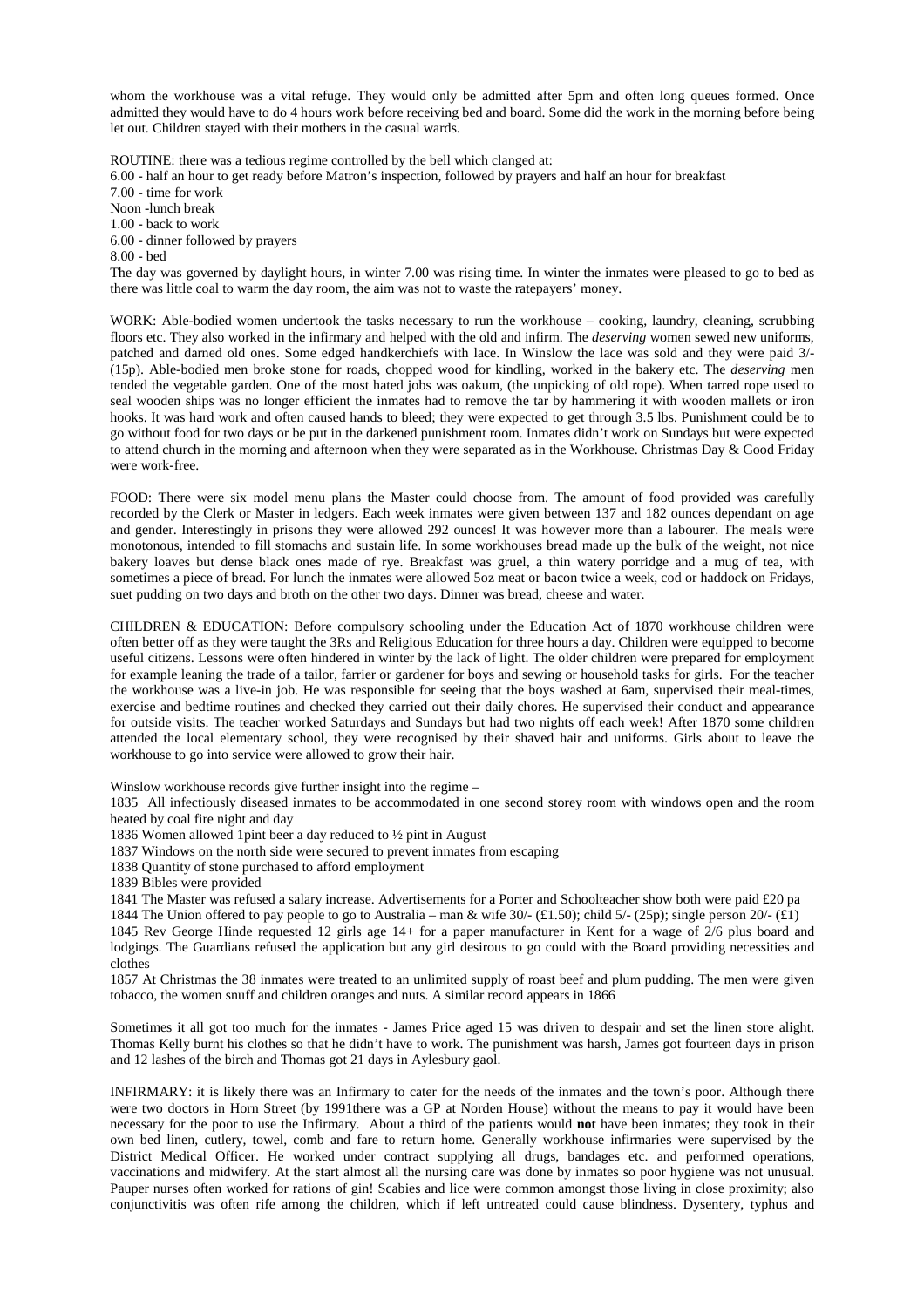whom the workhouse was a vital refuge. They would only be admitted after 5pm and often long queues formed. Once admitted they would have to do 4 hours work before receiving bed and board. Some did the work in the morning before being let out. Children stayed with their mothers in the casual wards.

ROUTINE: there was a tedious regime controlled by the bell which clanged at:

6.00 - half an hour to get ready before Matron's inspection, followed by prayers and half an hour for breakfast
7.00 - time for work
Noon -lunch break
1.00 - back to work
6.00 - dinner followed by prayers
8.00 - bed

The day was governed by daylight hours, in winter 7.00 was rising time. In winter the inmates were pleased to go to bed as there was little coal to warm the day room, the aim was not to waste the ratepayers' money.

WORK: Able-bodied women undertook the tasks necessary to run the workhouse – cooking, laundry, cleaning, scrubbing floors etc. They also worked in the infirmary and helped with the old and infirm. The *deserving* women sewed new uniforms, patched and darned old ones. Some edged handkerchiefs with lace. In Winslow the lace was sold and they were paid 3/- (15p). Able-bodied men broke stone for roads, chopped wood for kindling, worked in the bakery etc. The *deserving* men tended the vegetable garden. One of the most hated jobs was oakum, (the unpicking of old rope). When tarred rope used to seal wooden ships was no longer efficient the inmates had to remove the tar by hammering it with wooden mallets or iron hooks. It was hard work and often caused hands to bleed; they were expected to get through 3.5 lbs. Punishment could be to go without food for two days or be put in the darkened punishment room. Inmates didn't work on Sundays but were expected to attend church in the morning and afternoon when they were separated as in the Workhouse. Christmas Day & Good Friday were work-free.

FOOD: There were six model menu plans the Master could choose from. The amount of food provided was carefully recorded by the Clerk or Master in ledgers. Each week inmates were given between 137 and 182 ounces dependant on age and gender. Interestingly in prisons they were allowed 292 ounces! It was however more than a labourer. The meals were monotonous, intended to fill stomachs and sustain life. In some workhouses bread made up the bulk of the weight, not nice bakery loaves but dense black ones made of rye. Breakfast was gruel, a thin watery porridge and a mug of tea, with sometimes a piece of bread. For lunch the inmates were allowed 5oz meat or bacon twice a week, cod or haddock on Fridays, suet pudding on two days and broth on the other two days. Dinner was bread, cheese and water.

CHILDREN & EDUCATION: Before compulsory schooling under the Education Act of 1870 workhouse children were often better off as they were taught the 3Rs and Religious Education for three hours a day. Children were equipped to become useful citizens. Lessons were often hindered in winter by the lack of light. The older children were prepared for employment for example leaning the trade of a tailor, farrier or gardener for boys and sewing or household tasks for girls. For the teacher the workhouse was a live-in job. He was responsible for seeing that the boys washed at 6am, supervised their meal-times, exercise and bedtime routines and checked they carried out their daily chores. He supervised their conduct and appearance for outside visits. The teacher worked Saturdays and Sundays but had two nights off each week! After 1870 some children attended the local elementary school, they were recognised by their shaved hair and uniforms. Girls about to leave the workhouse to go into service were allowed to grow their hair.

Winslow workhouse records give further insight into the regime –

1835 All infectiously diseased inmates to be accommodated in one second storey room with windows open and the room heated by coal fire night and day

1836 Women allowed 1pint beer a day reduced to ½ pint in August

1837 Windows on the north side were secured to prevent inmates from escaping

1838 Quantity of stone purchased to afford employment

1839 Bibles were provided

1841 The Master was refused a salary increase. Advertisements for a Porter and Schoolteacher show both were paid £20 pa

1844 The Union offered to pay people to go to Australia – man & wife 30/- (£1.50); child 5/- (25p); single person 20/- (£1)

1845 Rev George Hinde requested 12 girls age 14+ for a paper manufacturer in Kent for a wage of 2/6 plus board and lodgings. The Guardians refused the application but any girl desirous to go could with the Board providing necessities and clothes

1857 At Christmas the 38 inmates were treated to an unlimited supply of roast beef and plum pudding. The men were given tobacco, the women snuff and children oranges and nuts. A similar record appears in 1866

Sometimes it all got too much for the inmates - James Price aged 15 was driven to despair and set the linen store alight. Thomas Kelly burnt his clothes so that he didn't have to work. The punishment was harsh, James got fourteen days in prison and 12 lashes of the birch and Thomas got 21 days in Aylesbury gaol.

INFIRMARY: it is likely there was an Infirmary to cater for the needs of the inmates and the town's poor. Although there were two doctors in Horn Street (by 1991there was a GP at Norden House) without the means to pay it would have been necessary for the poor to use the Infirmary. About a third of the patients would **not** have been inmates; they took in their own bed linen, cutlery, towel, comb and fare to return home. Generally workhouse infirmaries were supervised by the District Medical Officer. He worked under contract supplying all drugs, bandages etc. and performed operations, vaccinations and midwifery. At the start almost all the nursing care was done by inmates so poor hygiene was not unusual. Pauper nurses often worked for rations of gin! Scabies and lice were common amongst those living in close proximity; also conjunctivitis was often rife among the children, which if left untreated could cause blindness. Dysentery, typhus and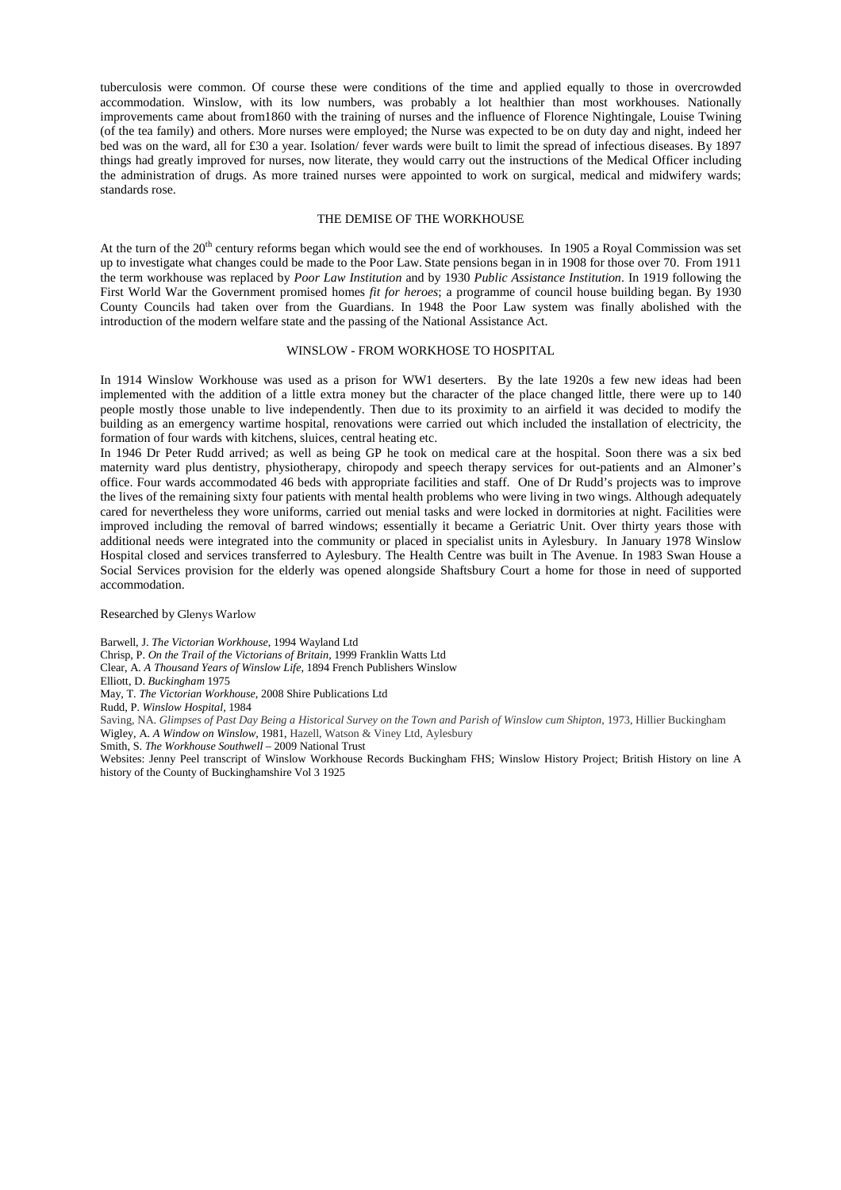tuberculosis were common. Of course these were conditions of the time and applied equally to those in overcrowded accommodation. Winslow, with its low numbers, was probably a lot healthier than most workhouses. Nationally improvements came about from1860 with the training of nurses and the influence of Florence Nightingale, Louise Twining (of the tea family) and others. More nurses were employed; the Nurse was expected to be on duty day and night, indeed her bed was on the ward, all for £30 a year. Isolation/ fever wards were built to limit the spread of infectious diseases. By 1897 things had greatly improved for nurses, now literate, they would carry out the instructions of the Medical Officer including the administration of drugs. As more trained nurses were appointed to work on surgical, medical and midwifery wards; standards rose.

## THE DEMISE OF THE WORKHOUSE

At the turn of the 20th century reforms began which would see the end of workhouses. In 1905 a Royal Commission was set up to investigate what changes could be made to the Poor Law. State pensions began in in 1908 for those over 70. From 1911 the term workhouse was replaced by *Poor Law Institution* and by 1930 *Public Assistance Institution*. In 1919 following the First World War the Government promised homes *fit for heroes*; a programme of council house building began. By 1930 County Councils had taken over from the Guardians. In 1948 the Poor Law system was finally abolished with the introduction of the modern welfare state and the passing of the National Assistance Act.

## WINSLOW - FROM WORKHOSE TO HOSPITAL

In 1914 Winslow Workhouse was used as a prison for WW1 deserters. By the late 1920s a few new ideas had been implemented with the addition of a little extra money but the character of the place changed little, there were up to 140 people mostly those unable to live independently. Then due to its proximity to an airfield it was decided to modify the building as an emergency wartime hospital, renovations were carried out which included the installation of electricity, the formation of four wards with kitchens, sluices, central heating etc.

In 1946 Dr Peter Rudd arrived; as well as being GP he took on medical care at the hospital. Soon there was a six bed maternity ward plus dentistry, physiotherapy, chiropody and speech therapy services for out-patients and an Almoner's office. Four wards accommodated 46 beds with appropriate facilities and staff. One of Dr Rudd's projects was to improve the lives of the remaining sixty four patients with mental health problems who were living in two wings. Although adequately cared for nevertheless they wore uniforms, carried out menial tasks and were locked in dormitories at night. Facilities were improved including the removal of barred windows; essentially it became a Geriatric Unit. Over thirty years those with additional needs were integrated into the community or placed in specialist units in Aylesbury. In January 1978 Winslow Hospital closed and services transferred to Aylesbury. The Health Centre was built in The Avenue. In 1983 Swan House a Social Services provision for the elderly was opened alongside Shaftsbury Court a home for those in need of supported accommodation.

Researched by Glenys Warlow

Barwell, J. *The Victorian Workhouse*, 1994 Wayland Ltd
Chrisp, P. *On the Trail of the Victorians of Britain*, 1999 Franklin Watts Ltd
Clear, A. *A Thousand Years of Winslow Life*, 1894 French Publishers Winslow
Elliott, D. *Buckingham* 1975
May, T. *The Victorian Workhouse*, 2008 Shire Publications Ltd
Rudd, P. *Winslow Hospital*, 1984
Saving, NA. *Glimpses of Past Day Being a Historical Survey on the Town and Parish of Winslow cum Shipton*, 1973, Hillier Buckingham
Wigley, A. *A Window on Winslow*, 1981, Hazell, Watson & Viney Ltd, Aylesbury
Smith, S. *The Workhouse Southwell* – 2009 National Trust
Websites: Jenny Peel transcript of Winslow Workhouse Records Buckingham FHS; Winslow History Project; British History on line A history of the County of Buckinghamshire Vol 3 1925